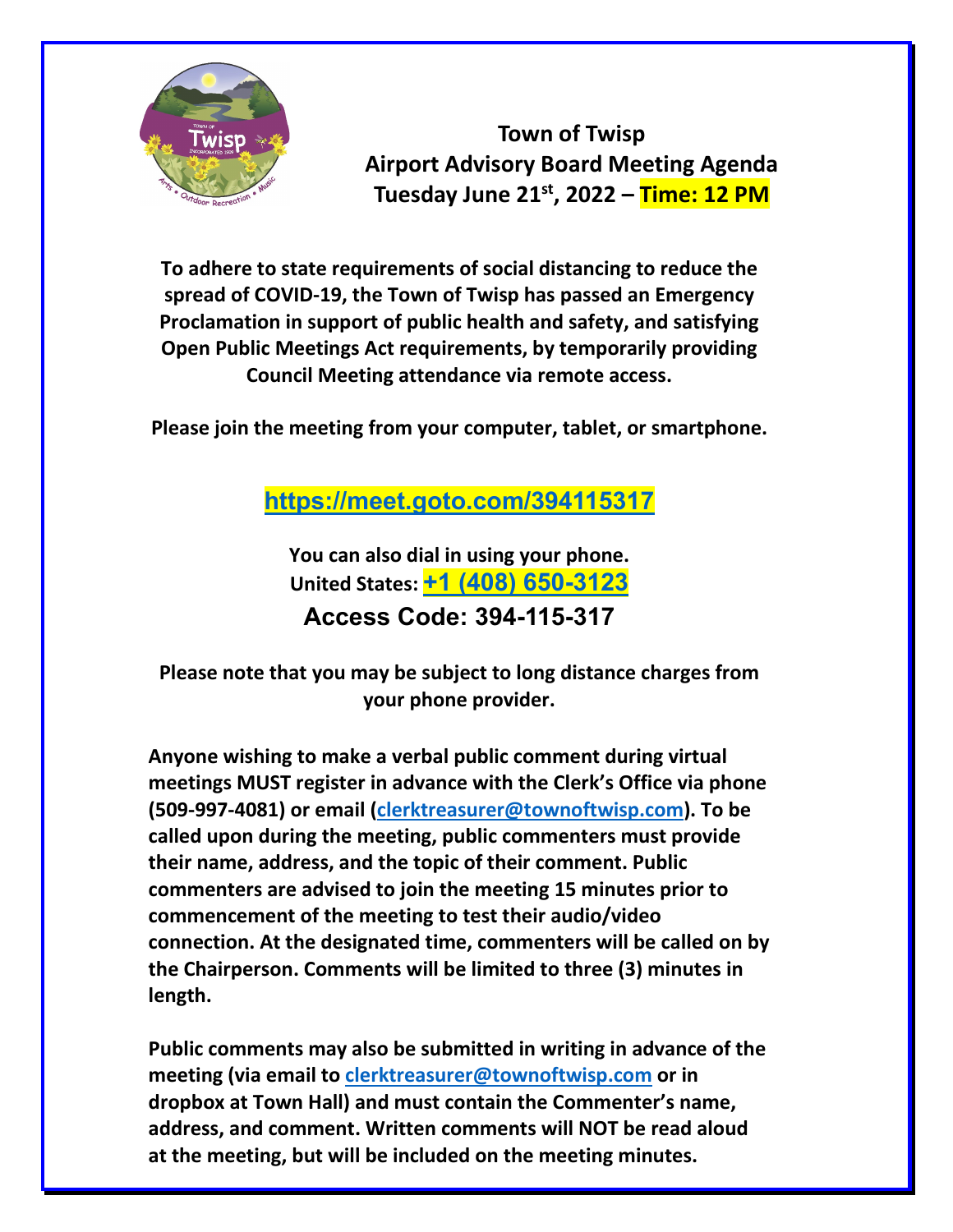# Town of Twisp
## Airport Advisory Board Meeting Agenda
## Tuesday June 21st, 2022 – Time: 12 PM

**To adhere to state requirements of social distancing to reduce the spread of COVID-19, the Town of Twisp has passed an Emergency Proclamation in support of public health and safety, and satisfying Open Public Meetings Act requirements, by temporarily providing Council Meeting attendance via remote access.**

**Please join the meeting from your computer, tablet, or smartphone.**

**https://meet.goto.com/394115317**

**You can also dial in using your phone.**
**United States: +1 (408) 650-3123**
**Access Code: 394-115-317**

**Please note that you may be subject to long distance charges from your phone provider.**

**Anyone wishing to make a verbal public comment during virtual meetings MUST register in advance with the Clerk's Office via phone (509-997-4081) or email (clerktreasurer@townoftwisp.com). To be called upon during the meeting, public commenters must provide their name, address, and the topic of their comment. Public commenters are advised to join the meeting 15 minutes prior to commencement of the meeting to test their audio/video connection. At the designated time, commenters will be called on by the Chairperson. Comments will be limited to three (3) minutes in length.**

**Public comments may also be submitted in writing in advance of the meeting (via email to clerktreasurer@townoftwisp.com or in dropbox at Town Hall) and must contain the Commenter's name, address, and comment. Written comments will NOT be read aloud at the meeting, but will be included on the meeting minutes.**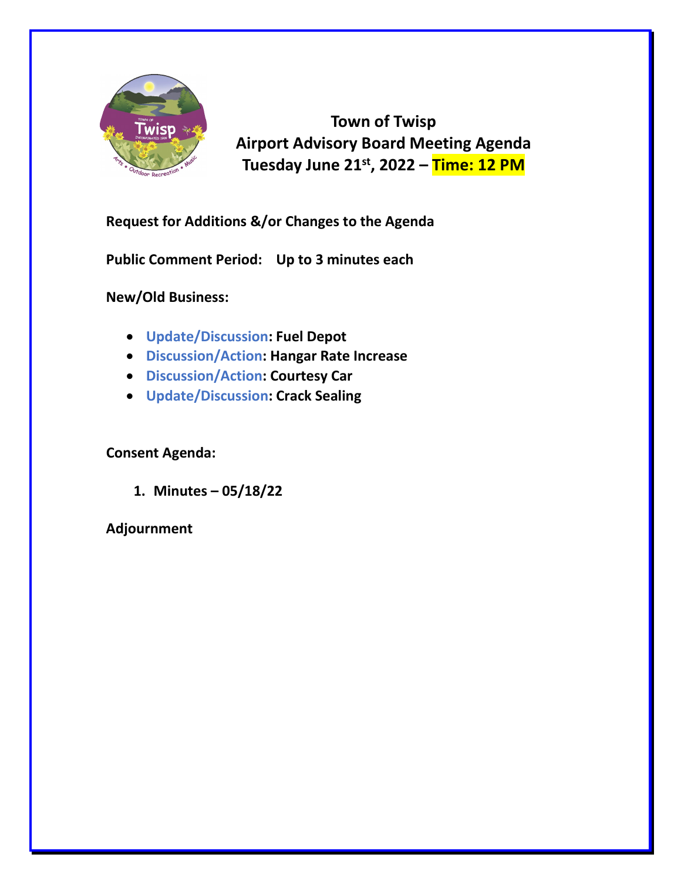**Town of Twisp**
**Airport Advisory Board Meeting Agenda**
**Tuesday June 21st, 2022 – Time: 12 PM**

**Request for Additions &/or Changes to the Agenda**

**Public Comment Period: Up to 3 minutes each**

**New/Old Business:**

- **Update/Discussion: Fuel Depot**
- **Discussion/Action: Hangar Rate Increase**
- **Discussion/Action: Courtesy Car**
- **Update/Discussion: Crack Sealing**

**Consent Agenda:**

1. **Minutes – 05/18/22**

**Adjournment**